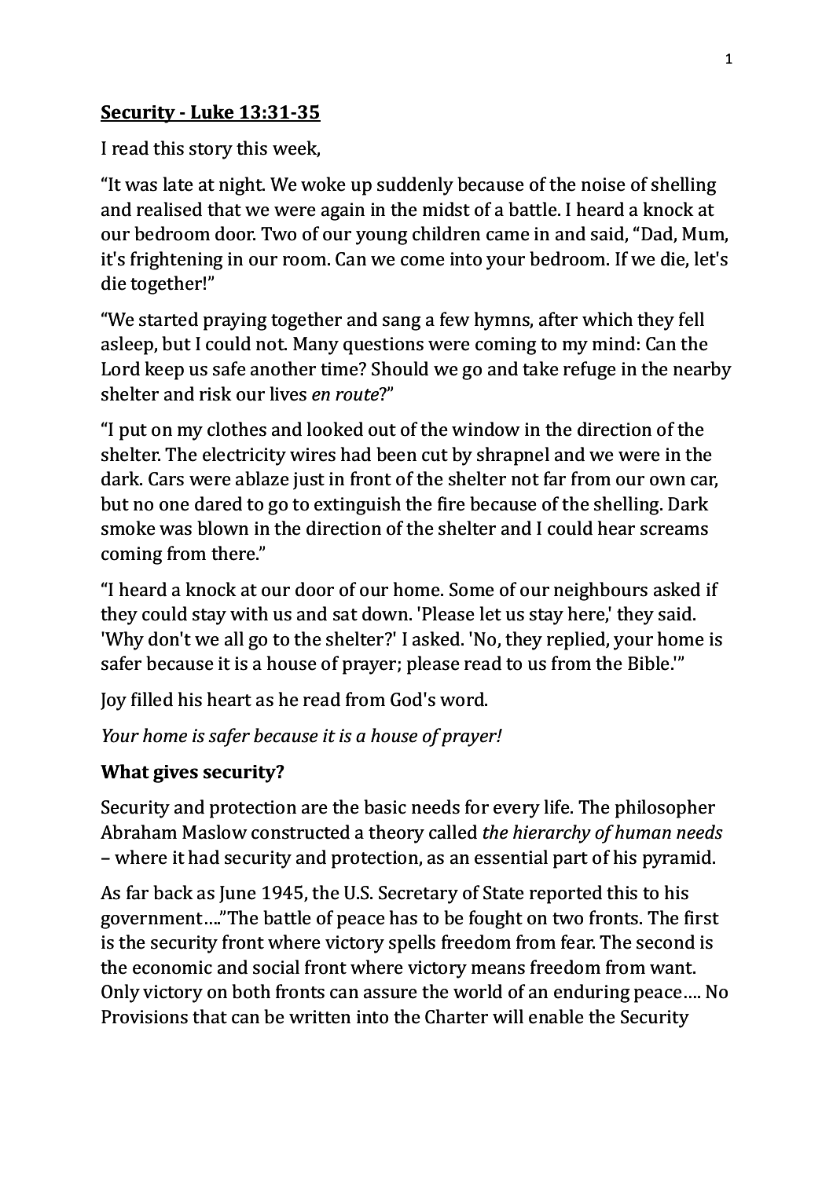**Security - Luke 13:31-35**

I read this story this week,

"It was late at night. We woke up suddenly because of the noise of shelling and realised that we were again in the midst of a battle. I heard a knock at our bedroom door. Two of our young children came in and said, "Dad, Mum, it's frightening in our room. Can we come into your bedroom. If we die, let's die together!"

"We started praying together and sang a few hymns, after which they fell asleep, but I could not. Many questions were coming to my mind: Can the Lord keep us safe another time? Should we go and take refuge in the nearby shelter and risk our lives *en route*?"

"I put on my clothes and looked out of the window in the direction of the shelter. The electricity wires had been cut by shrapnel and we were in the dark. Cars were ablaze just in front of the shelter not far from our own car, but no one dared to go to extinguish the fire because of the shelling. Dark smoke was blown in the direction of the shelter and I could hear screams coming from there."

"I heard a knock at our door of our home. Some of our neighbours asked if they could stay with us and sat down. 'Please let us stay here,' they said. 'Why don't we all go to the shelter?' I asked. 'No, they replied, your home is safer because it is a house of prayer; please read to us from the Bible.'"

Joy filled his heart as he read from God's word.

*Your home is safer because it is a house of prayer!*

**What gives security?**

Security and protection are the basic needs for every life. The philosopher Abraham Maslow constructed a theory called *the hierarchy of human needs* – where it had security and protection, as an essential part of his pyramid.

As far back as June 1945, the U.S. Secretary of State reported this to his government…."The battle of peace has to be fought on two fronts. The first is the security front where victory spells freedom from fear. The second is the economic and social front where victory means freedom from want. Only victory on both fronts can assure the world of an enduring peace…. No Provisions that can be written into the Charter will enable the Security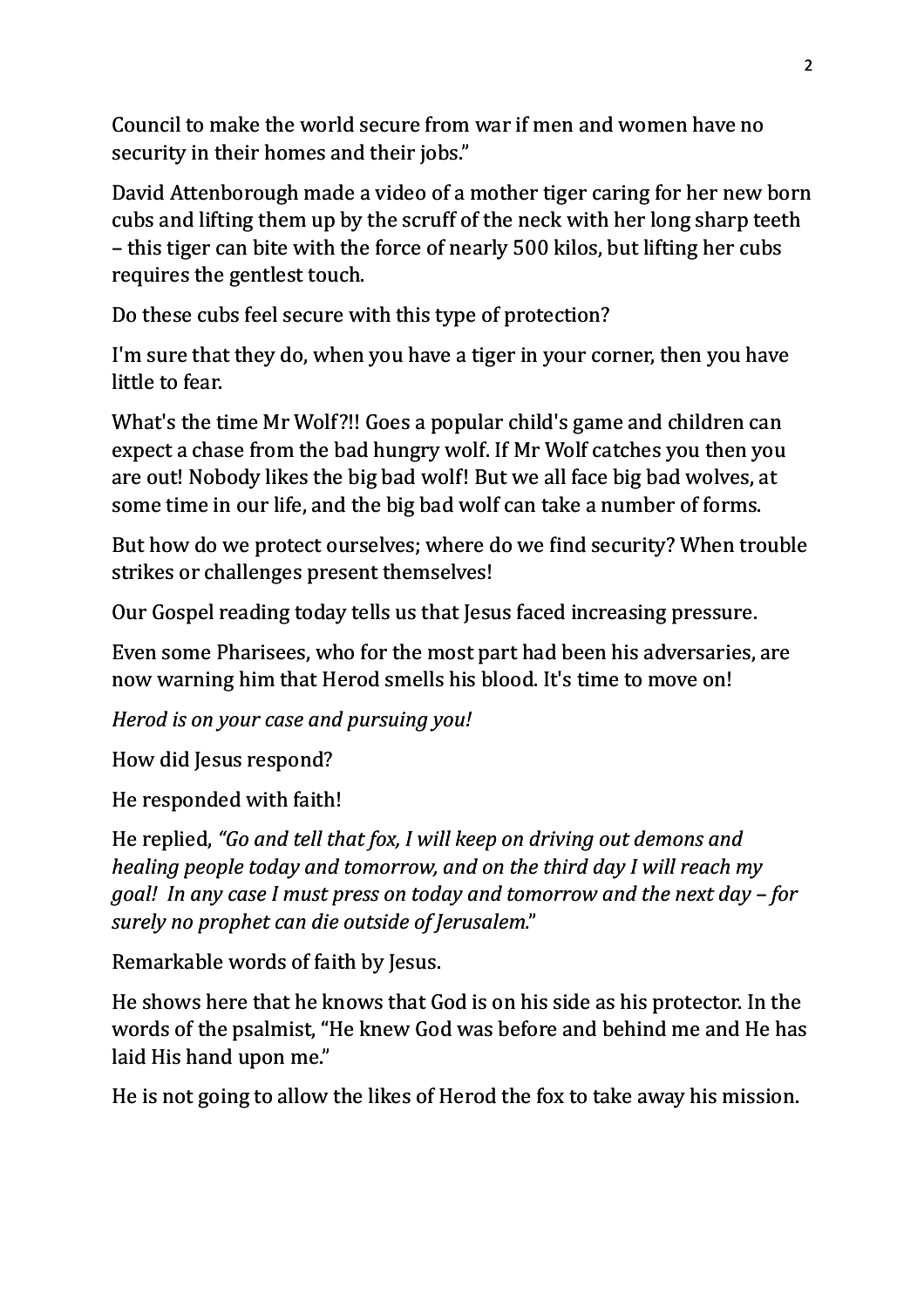Council to make the world secure from war if men and women have no security in their homes and their jobs."

David Attenborough made a video of a mother tiger caring for her new born cubs and lifting them up by the scruff of the neck with her long sharp teeth – this tiger can bite with the force of nearly 500 kilos, but lifting her cubs requires the gentlest touch.

Do these cubs feel secure with this type of protection?

I'm sure that they do, when you have a tiger in your corner, then you have little to fear.

What's the time Mr Wolf?!! Goes a popular child's game and children can expect a chase from the bad hungry wolf. If Mr Wolf catches you then you are out! Nobody likes the big bad wolf! But we all face big bad wolves, at some time in our life, and the big bad wolf can take a number of forms.

But how do we protect ourselves; where do we find security? When trouble strikes or challenges present themselves!

Our Gospel reading today tells us that Jesus faced increasing pressure.

Even some Pharisees, who for the most part had been his adversaries, are now warning him that Herod smells his blood. It's time to move on!

*Herod is on your case and pursuing you!*

How did Jesus respond?

He responded with faith!

He replied, *"Go and tell that fox, I will keep on driving out demons and healing people today and tomorrow, and on the third day I will reach my goal! In any case I must press on today and tomorrow and the next day – for surely no prophet can die outside of Jerusalem.*"

Remarkable words of faith by Jesus.

He shows here that he knows that God is on his side as his protector. In the words of the psalmist, "He knew God was before and behind me and He has laid His hand upon me."

He is not going to allow the likes of Herod the fox to take away his mission.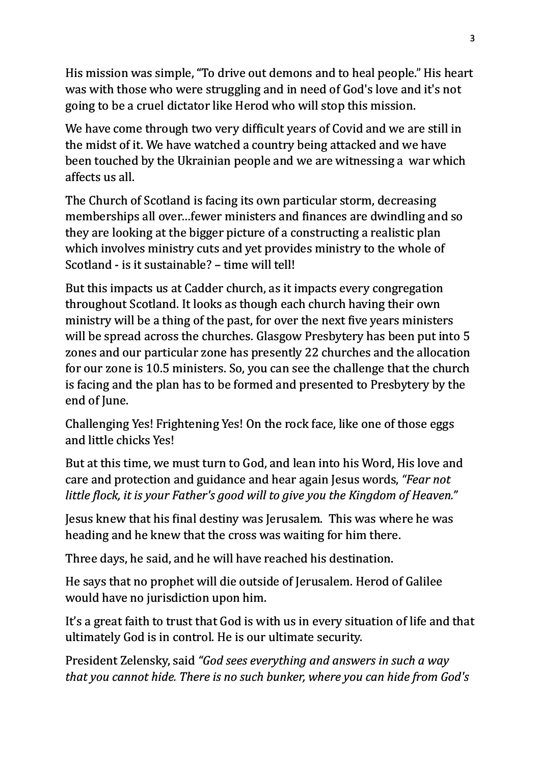His mission was simple, “To drive out demons and to heal people.” His heart was with those who were struggling and in need of God's love and it's not going to be a cruel dictator like Herod who will stop this mission.

We have come through two very difficult years of Covid and we are still in the midst of it. We have watched a country being attacked and we have been touched by the Ukrainian people and we are witnessing a war which affects us all.

The Church of Scotland is facing its own particular storm, decreasing memberships all over…fewer ministers and finances are dwindling and so they are looking at the bigger picture of a constructing a realistic plan which involves ministry cuts and yet provides ministry to the whole of Scotland - is it sustainable? – time will tell!

But this impacts us at Cadder church, as it impacts every congregation throughout Scotland. It looks as though each church having their own ministry will be a thing of the past, for over the next five years ministers will be spread across the churches. Glasgow Presbytery has been put into 5 zones and our particular zone has presently 22 churches and the allocation for our zone is 10.5 ministers. So, you can see the challenge that the church is facing and the plan has to be formed and presented to Presbytery by the end of June.

Challenging Yes! Frightening Yes! On the rock face, like one of those eggs and little chicks Yes!

But at this time, we must turn to God, and lean into his Word, His love and care and protection and guidance and hear again Jesus words, *“Fear not little flock, it is your Father's good will to give you the Kingdom of Heaven.”*

Jesus knew that his final destiny was Jerusalem. This was where he was heading and he knew that the cross was waiting for him there.

Three days, he said, and he will have reached his destination.

He says that no prophet will die outside of Jerusalem. Herod of Galilee would have no jurisdiction upon him.

It’s a great faith to trust that God is with us in every situation of life and that ultimately God is in control. He is our ultimate security.

President Zelensky, said *“God sees everything and answers in such a way that you cannot hide. There is no such bunker, where you can hide from God's*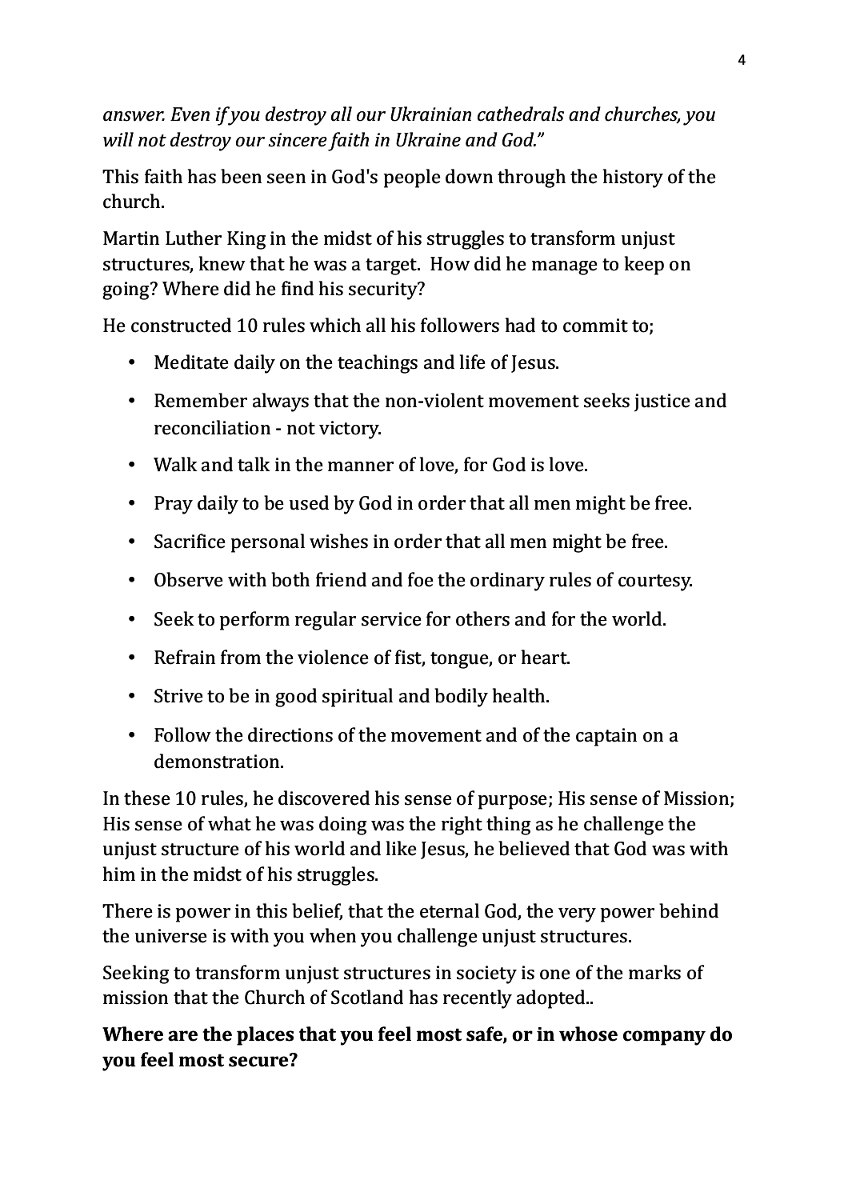*answer. Even if you destroy all our Ukrainian cathedrals and churches, you will not destroy our sincere faith in Ukraine and God."*

This faith has been seen in God's people down through the history of the church.

Martin Luther King in the midst of his struggles to transform unjust structures, knew that he was a target. How did he manage to keep on going? Where did he find his security?

He constructed 10 rules which all his followers had to commit to;

- Meditate daily on the teachings and life of Jesus.
- Remember always that the non-violent movement seeks justice and reconciliation - not victory.
- Walk and talk in the manner of love, for God is love.
- Pray daily to be used by God in order that all men might be free.
- Sacrifice personal wishes in order that all men might be free.
- Observe with both friend and foe the ordinary rules of courtesy.
- Seek to perform regular service for others and for the world.
- Refrain from the violence of fist, tongue, or heart.
- Strive to be in good spiritual and bodily health.
- Follow the directions of the movement and of the captain on a demonstration.

In these 10 rules, he discovered his sense of purpose; His sense of Mission; His sense of what he was doing was the right thing as he challenge the unjust structure of his world and like Jesus, he believed that God was with him in the midst of his struggles.

There is power in this belief, that the eternal God, the very power behind the universe is with you when you challenge unjust structures.

Seeking to transform unjust structures in society is one of the marks of mission that the Church of Scotland has recently adopted..

**Where are the places that you feel most safe, or in whose company do you feel most secure?**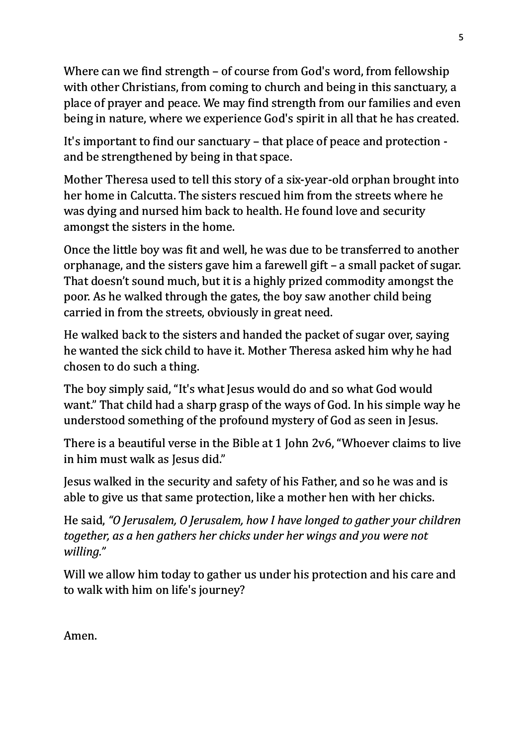Where can we find strength – of course from God's word, from fellowship with other Christians, from coming to church and being in this sanctuary, a place of prayer and peace. We may find strength from our families and even being in nature, where we experience God's spirit in all that he has created.

It's important to find our sanctuary – that place of peace and protection - and be strengthened by being in that space.

Mother Theresa used to tell this story of a six-year-old orphan brought into her home in Calcutta. The sisters rescued him from the streets where he was dying and nursed him back to health. He found love and security amongst the sisters in the home.

Once the little boy was fit and well, he was due to be transferred to another orphanage, and the sisters gave him a farewell gift – a small packet of sugar. That doesn't sound much, but it is a highly prized commodity amongst the poor. As he walked through the gates, the boy saw another child being carried in from the streets, obviously in great need.

He walked back to the sisters and handed the packet of sugar over, saying he wanted the sick child to have it. Mother Theresa asked him why he had chosen to do such a thing.

The boy simply said, "It's what Jesus would do and so what God would want." That child had a sharp grasp of the ways of God. In his simple way he understood something of the profound mystery of God as seen in Jesus.

There is a beautiful verse in the Bible at 1 John 2v6, "Whoever claims to live in him must walk as Jesus did."

Jesus walked in the security and safety of his Father, and so he was and is able to give us that same protection, like a mother hen with her chicks.

He said, *"O Jerusalem, O Jerusalem, how I have longed to gather your children together, as a hen gathers her chicks under her wings and you were not willing."*

Will we allow him today to gather us under his protection and his care and to walk with him on life's journey?

Amen.